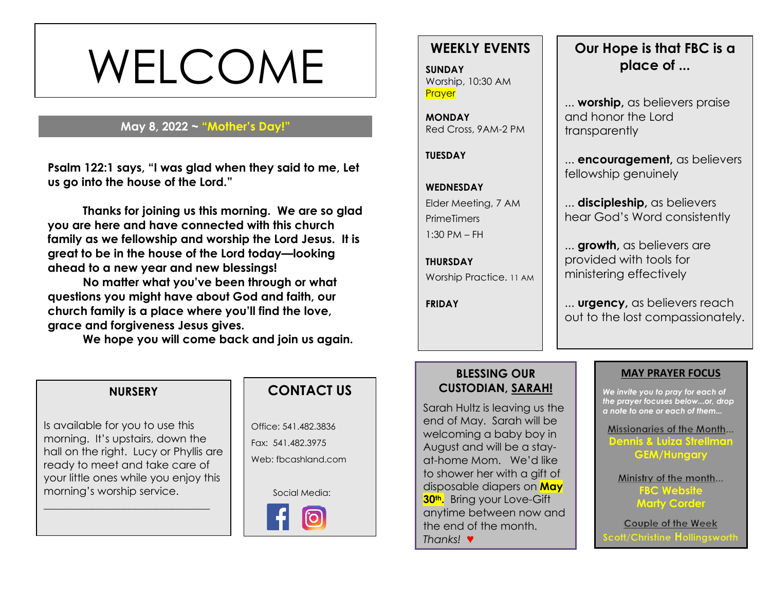# WELCOME

**May 8, 2022 ~ "Mother's Day!"**

**Psalm 122:1 says, "I was glad when they said to me, Let us go into the house of the Lord."**

**Thanks for joining us this morning. We are so glad you are here and have connected with this church family as we fellowship and worship the Lord Jesus. It is great to be in the house of the Lord today—looking ahead to a new year and new blessings!**

**No matter what you've been through or what questions you might have about God and faith, our church family is a place where you'll find the love, grace and forgiveness Jesus gives.**

**We hope you will come back and join us again.**

## NURSERY

Is available for you to use this morning. It's upstairs, down the hall on the right. Lucy or Phyllis are ready to meet and take care of your little ones while you enjoy this morning's worship service.

______________________________

## CONTACT US

Office: 541.482.3836

Fax: 541.482.3975

Web: fbcashland.com

Social Media:

## WEEKLY EVENTS

**SUNDAY**
Worship, 10:30 AM
Prayer

**MONDAY**
Red Cross, 9AM-2 PM

**TUESDAY**

**WEDNESDAY**
Elder Meeting, 7 AM
PrimeTimers
1:30 PM – FH

**THURSDAY**
Worship Practice. 11 AM

**FRIDAY**

## Our Hope is that FBC is a place of ...

... **worship,** as believers praise and honor the Lord transparently

... **encouragement,** as believers fellowship genuinely

... **discipleship,** as believers hear God's Word consistently

... **growth,** as believers are provided with tools for ministering effectively

... **urgency,** as believers reach out to the lost compassionately.

## BLESSING OUR CUSTODIAN, SARAH!

Sarah Hultz is leaving us the end of May. Sarah will be welcoming a baby boy in August and will be a stay-at-home Mom. We'd like to shower her with a gift of disposable diapers on **May 30th**. Bring your Love-Gift anytime between now and the end of the month. *Thanks!* ♥

## MAY PRAYER FOCUS

*We invite you to pray for each of the prayer focuses below...or, drop a note to one or each of them...*

Missionaries of the Month...
**Dennis & Luiza Strellman**
**GEM/Hungary**

Ministry of the month...
**FBC Website**
**Marty Corder**

Couple of the Week
Scott/Christine Hollingsworth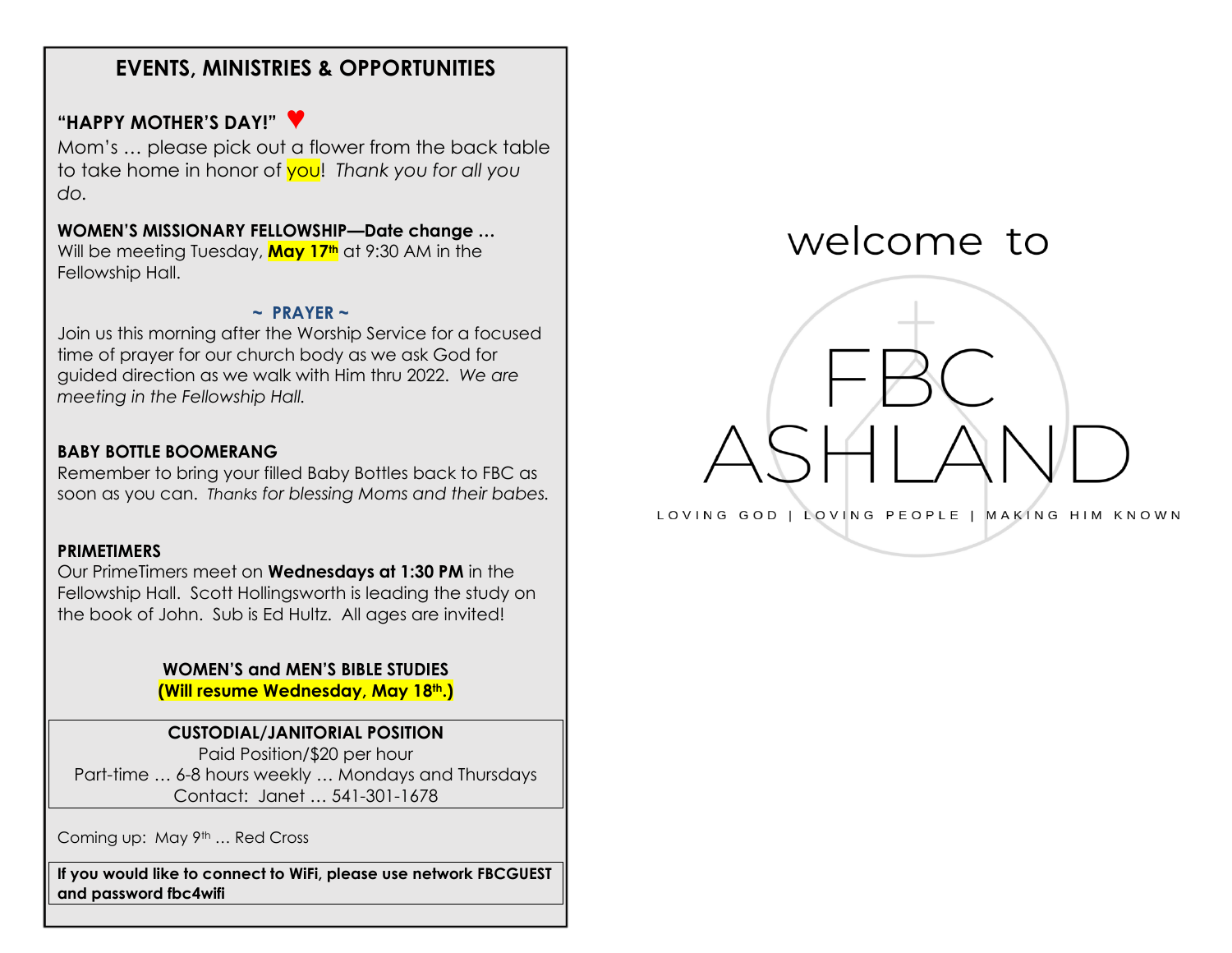## EVENTS, MINISTRIES & OPPORTUNITIES

### "HAPPY MOTHER'S DAY!" ♥

Mom's … please pick out a flower from the back table to take home in honor of you! *Thank you for all you do.*

**WOMEN'S MISSIONARY FELLOWSHIP—Date change …**
Will be meeting Tuesday, **May 17th** at 9:30 AM in the Fellowship Hall.

**~ PRAYER ~**

Join us this morning after the Worship Service for a focused time of prayer for our church body as we ask God for guided direction as we walk with Him thru 2022. *We are meeting in the Fellowship Hall.*

**BABY BOTTLE BOOMERANG**
Remember to bring your filled Baby Bottles back to FBC as soon as you can. *Thanks for blessing Moms and their babes.*

**PRIMETIMERS**
Our PrimeTimers meet on **Wednesdays at 1:30 PM** in the Fellowship Hall. Scott Hollingsworth is leading the study on the book of John. Sub is Ed Hultz. All ages are invited!

**WOMEN'S and MEN'S BIBLE STUDIES**
**(Will resume Wednesday, May 18th.)**

**CUSTODIAL/JANITORIAL POSITION**
Paid Position/$20 per hour
Part-time … 6-8 hours weekly … Mondays and Thursdays
Contact: Janet … 541-301-1678

Coming up: May 9th … Red Cross

**If you would like to connect to WiFi, please use network FBCGUEST and password fbc4wifi**

welcome to

# FBC ASHLAND

LOVING GOD | LOVING PEOPLE | MAKING HIM KNOWN